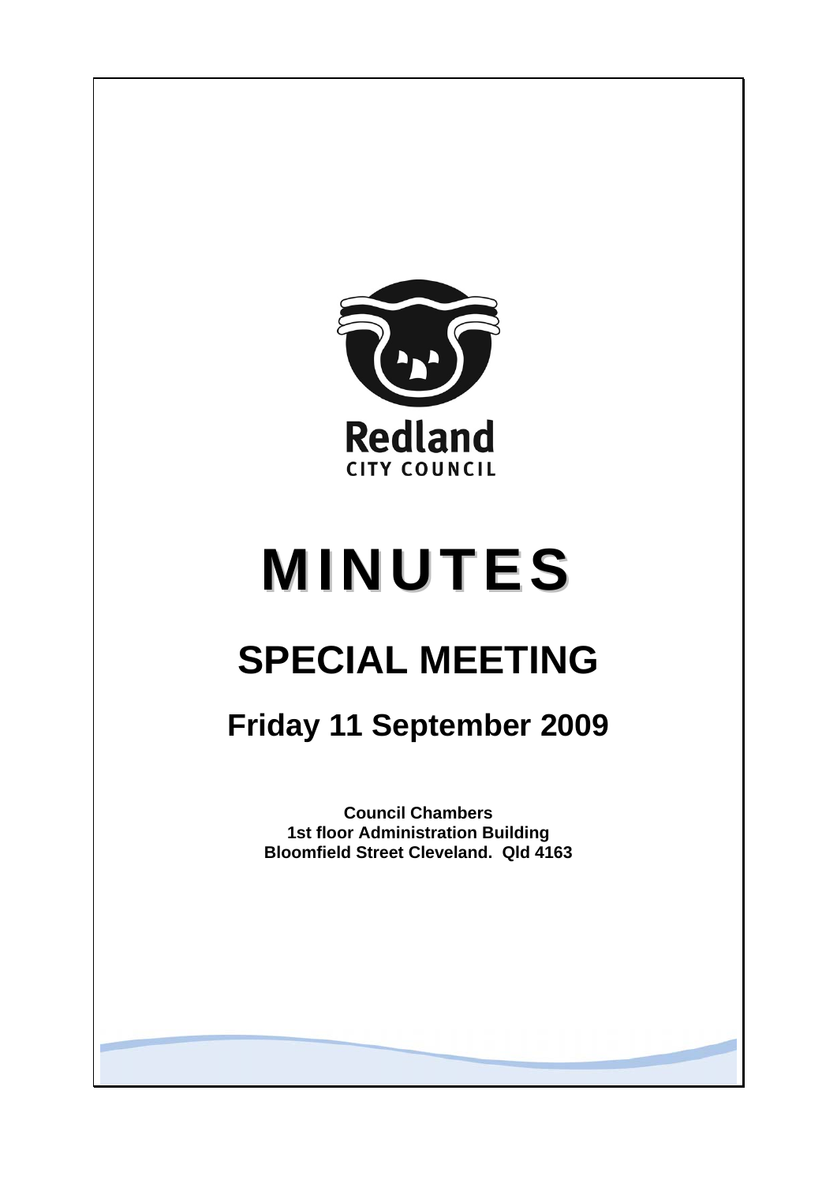Redland

CITY COUNCIL

# MINUTES

# SPECIAL MEETING

## Friday 11 September 2009

**Council Chambers**
**1st floor Administration Building**
**Bloomfield Street Cleveland. Qld 4163**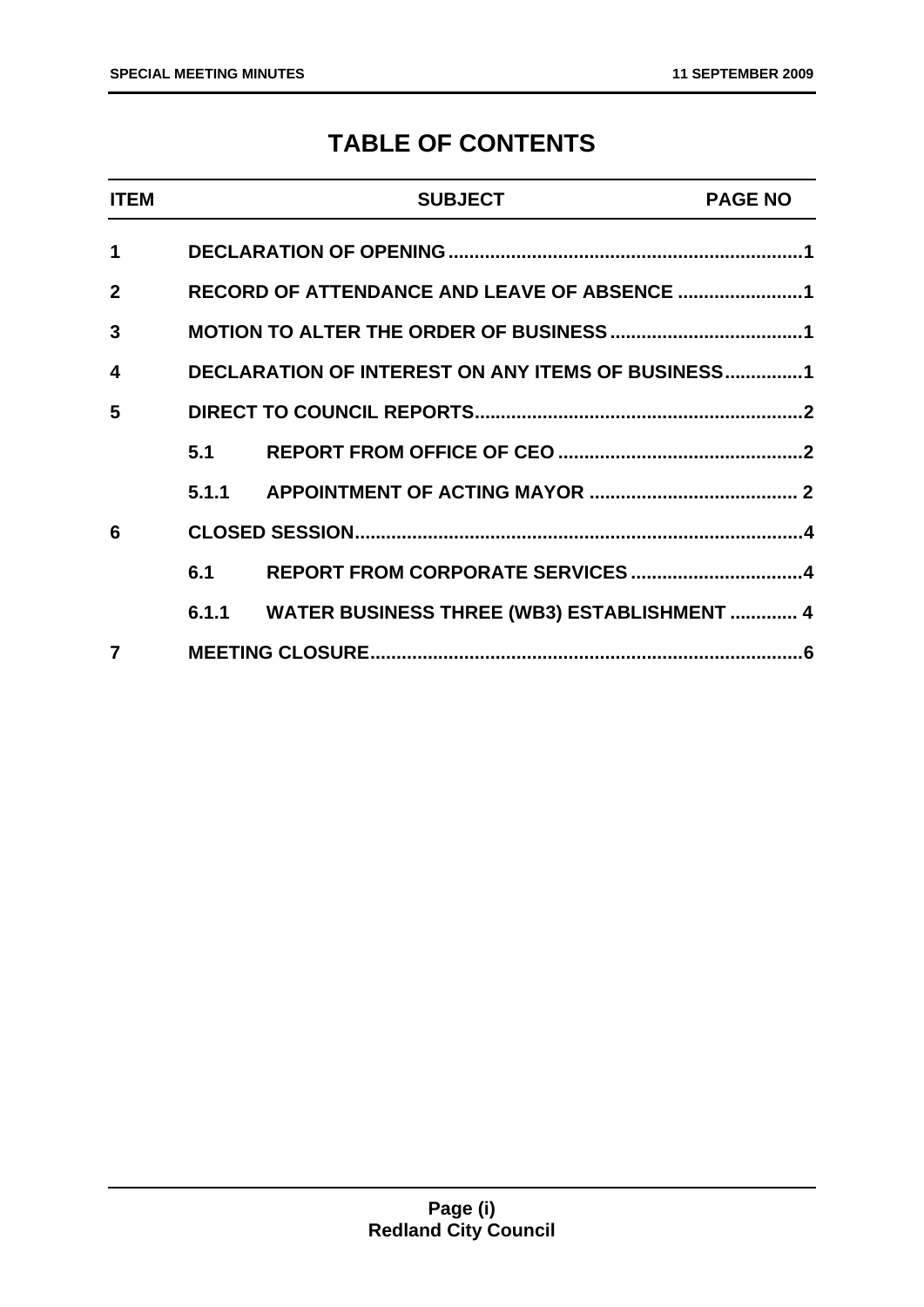# TABLE OF CONTENTS

| ITEM | | SUBJECT | PAGE NO |
|---|---|---|---|
| 1 | | DECLARATION OF OPENING | 1 |
| 2 | | RECORD OF ATTENDANCE AND LEAVE OF ABSENCE | 1 |
| 3 | | MOTION TO ALTER THE ORDER OF BUSINESS | 1 |
| 4 | | DECLARATION OF INTEREST ON ANY ITEMS OF BUSINESS | 1 |
| 5 | | DIRECT TO COUNCIL REPORTS | 2 |
| | 5.1 | REPORT FROM OFFICE OF CEO | 2 |
| | 5.1.1 | APPOINTMENT OF ACTING MAYOR | 2 |
| 6 | | CLOSED SESSION | 4 |
| | 6.1 | REPORT FROM CORPORATE SERVICES | 4 |
| | 6.1.1 | WATER BUSINESS THREE (WB3) ESTABLISHMENT | 4 |
| 7 | | MEETING CLOSURE | 6 |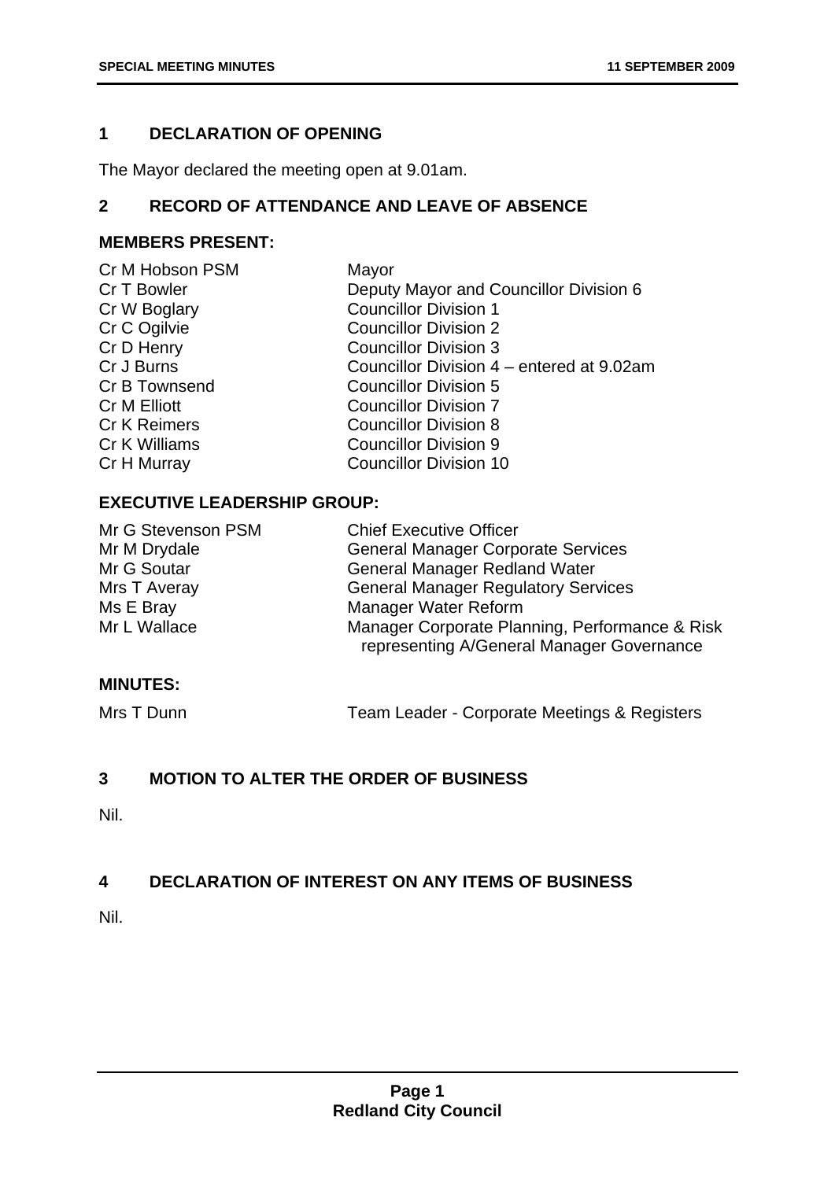## 1 DECLARATION OF OPENING

The Mayor declared the meeting open at 9.01am.

## 2 RECORD OF ATTENDANCE AND LEAVE OF ABSENCE

### MEMBERS PRESENT:

| | |
|---|---|
| Cr M Hobson PSM | Mayor |
| Cr T Bowler | Deputy Mayor and Councillor Division 6 |
| Cr W Boglary | Councillor Division 1 |
| Cr C Ogilvie | Councillor Division 2 |
| Cr D Henry | Councillor Division 3 |
| Cr J Burns | Councillor Division 4 – entered at 9.02am |
| Cr B Townsend | Councillor Division 5 |
| Cr M Elliott | Councillor Division 7 |
| Cr K Reimers | Councillor Division 8 |
| Cr K Williams | Councillor Division 9 |
| Cr H Murray | Councillor Division 10 |

### EXECUTIVE LEADERSHIP GROUP:

| | |
|---|---|
| Mr G Stevenson PSM | Chief Executive Officer |
| Mr M Drydale | General Manager Corporate Services |
| Mr G Soutar | General Manager Redland Water |
| Mrs T Averay | General Manager Regulatory Services |
| Ms E Bray | Manager Water Reform |
| Mr L Wallace | Manager Corporate Planning, Performance & Risk representing A/General Manager Governance |

### MINUTES:

| | |
|---|---|
| Mrs T Dunn | Team Leader - Corporate Meetings & Registers |

## 3 MOTION TO ALTER THE ORDER OF BUSINESS

Nil.

## 4 DECLARATION OF INTEREST ON ANY ITEMS OF BUSINESS

Nil.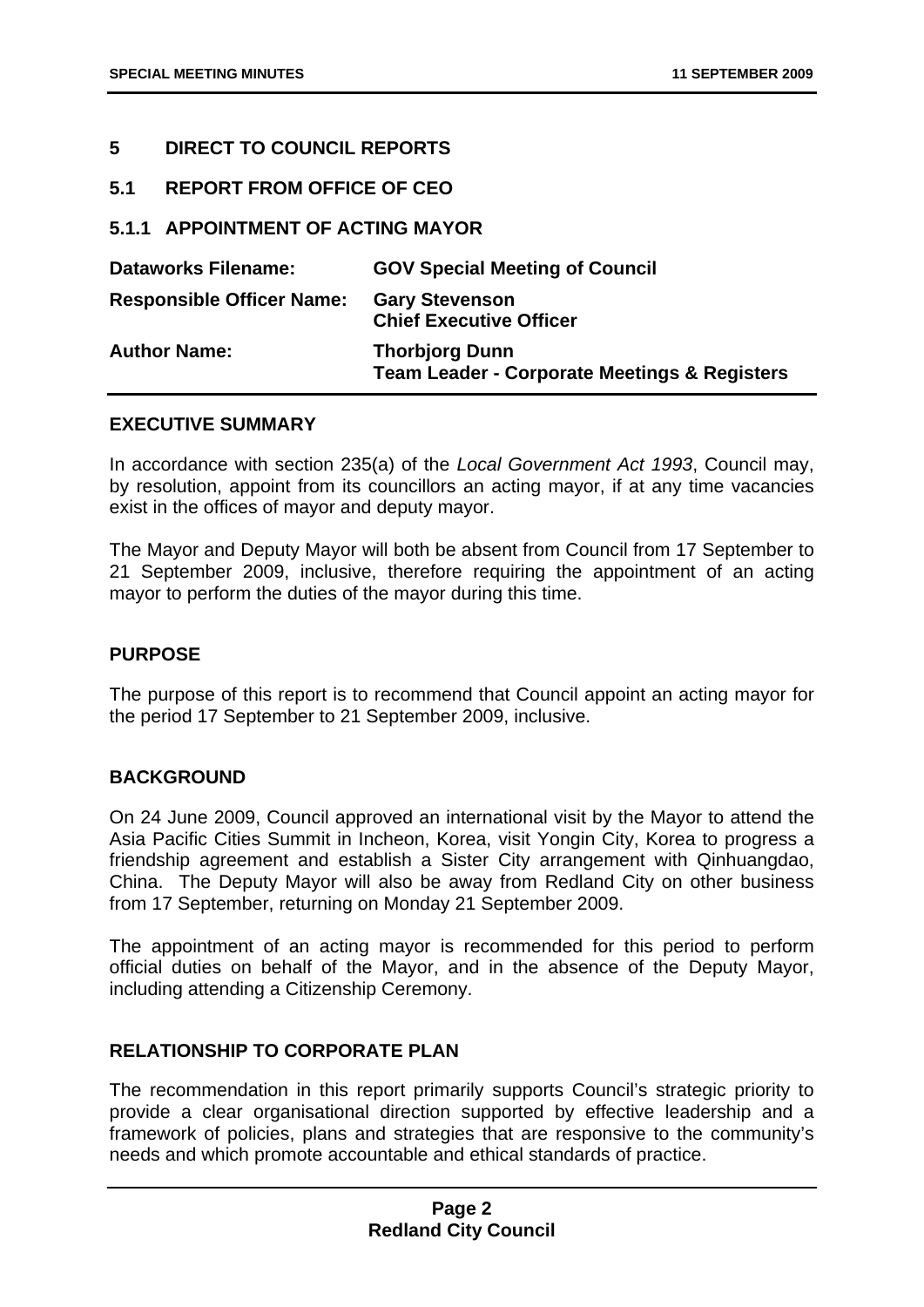## 5 DIRECT TO COUNCIL REPORTS

### 5.1 REPORT FROM OFFICE OF CEO

#### 5.1.1 APPOINTMENT OF ACTING MAYOR

| | |
|---|---|
| **Dataworks Filename:** | **GOV Special Meeting of Council** |
| **Responsible Officer Name:** | **Gary Stevenson**<br>**Chief Executive Officer** |
| **Author Name:** | **Thorbjorg Dunn**<br>**Team Leader - Corporate Meetings & Registers** |

**EXECUTIVE SUMMARY**

In accordance with section 235(a) of the *Local Government Act 1993*, Council may, by resolution, appoint from its councillors an acting mayor, if at any time vacancies exist in the offices of mayor and deputy mayor.

The Mayor and Deputy Mayor will both be absent from Council from 17 September to 21 September 2009, inclusive, therefore requiring the appointment of an acting mayor to perform the duties of the mayor during this time.

**PURPOSE**

The purpose of this report is to recommend that Council appoint an acting mayor for the period 17 September to 21 September 2009, inclusive.

**BACKGROUND**

On 24 June 2009, Council approved an international visit by the Mayor to attend the Asia Pacific Cities Summit in Incheon, Korea, visit Yongin City, Korea to progress a friendship agreement and establish a Sister City arrangement with Qinhuangdao, China. The Deputy Mayor will also be away from Redland City on other business from 17 September, returning on Monday 21 September 2009.

The appointment of an acting mayor is recommended for this period to perform official duties on behalf of the Mayor, and in the absence of the Deputy Mayor, including attending a Citizenship Ceremony.

**RELATIONSHIP TO CORPORATE PLAN**

The recommendation in this report primarily supports Council's strategic priority to provide a clear organisational direction supported by effective leadership and a framework of policies, plans and strategies that are responsive to the community's needs and which promote accountable and ethical standards of practice.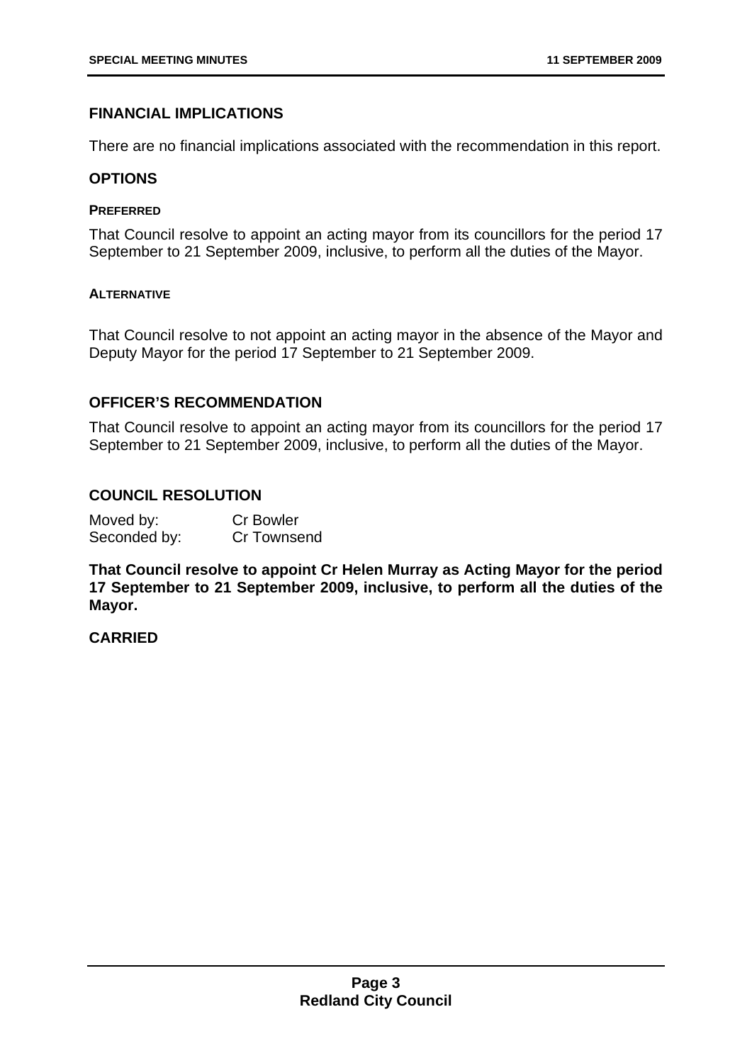## FINANCIAL IMPLICATIONS

There are no financial implications associated with the recommendation in this report.

## OPTIONS

### PREFERRED

That Council resolve to appoint an acting mayor from its councillors for the period 17 September to 21 September 2009, inclusive, to perform all the duties of the Mayor.

### ALTERNATIVE

That Council resolve to not appoint an acting mayor in the absence of the Mayor and Deputy Mayor for the period 17 September to 21 September 2009.

## OFFICER'S RECOMMENDATION

That Council resolve to appoint an acting mayor from its councillors for the period 17 September to 21 September 2009, inclusive, to perform all the duties of the Mayor.

## COUNCIL RESOLUTION

Moved by: Cr Bowler
Seconded by: Cr Townsend

**That Council resolve to appoint Cr Helen Murray as Acting Mayor for the period 17 September to 21 September 2009, inclusive, to perform all the duties of the Mayor.**

**CARRIED**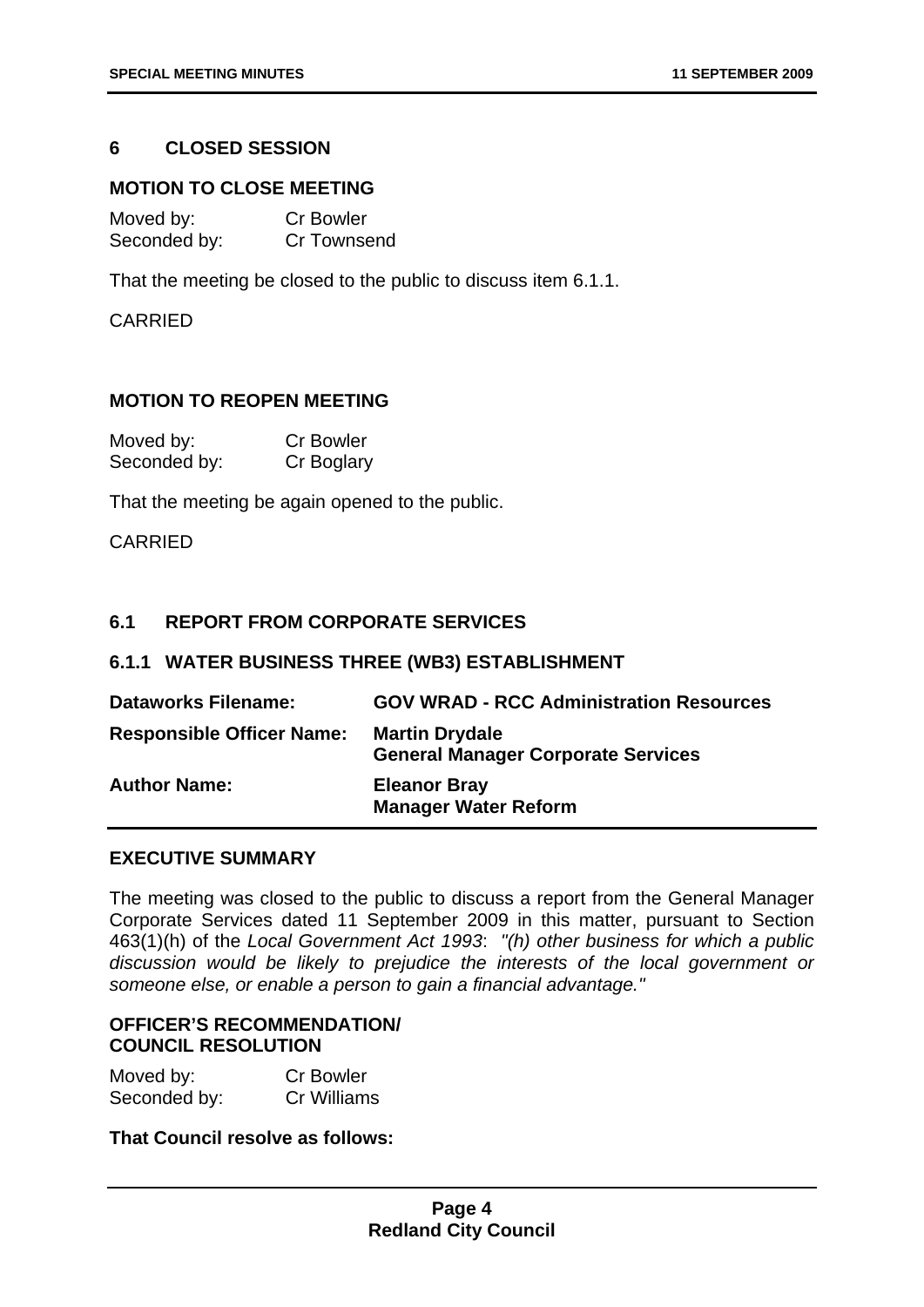## 6 CLOSED SESSION

### MOTION TO CLOSE MEETING

Moved by: Cr Bowler
Seconded by: Cr Townsend

That the meeting be closed to the public to discuss item 6.1.1.

CARRIED

### MOTION TO REOPEN MEETING

Moved by: Cr Bowler
Seconded by: Cr Boglary

That the meeting be again opened to the public.

CARRIED

## 6.1 REPORT FROM CORPORATE SERVICES

### 6.1.1 WATER BUSINESS THREE (WB3) ESTABLISHMENT

| | |
|---|---|
| **Dataworks Filename:** | **GOV WRAD - RCC Administration Resources** |
| **Responsible Officer Name:** | **Martin Drydale**<br>**General Manager Corporate Services** |
| **Author Name:** | **Eleanor Bray**<br>**Manager Water Reform** |

### EXECUTIVE SUMMARY

The meeting was closed to the public to discuss a report from the General Manager Corporate Services dated 11 September 2009 in this matter, pursuant to Section 463(1)(h) of the *Local Government Act 1993*: *"(h) other business for which a public discussion would be likely to prejudice the interests of the local government or someone else, or enable a person to gain a financial advantage."*

### OFFICER'S RECOMMENDATION/ COUNCIL RESOLUTION

Moved by: Cr Bowler
Seconded by: Cr Williams

**That Council resolve as follows:**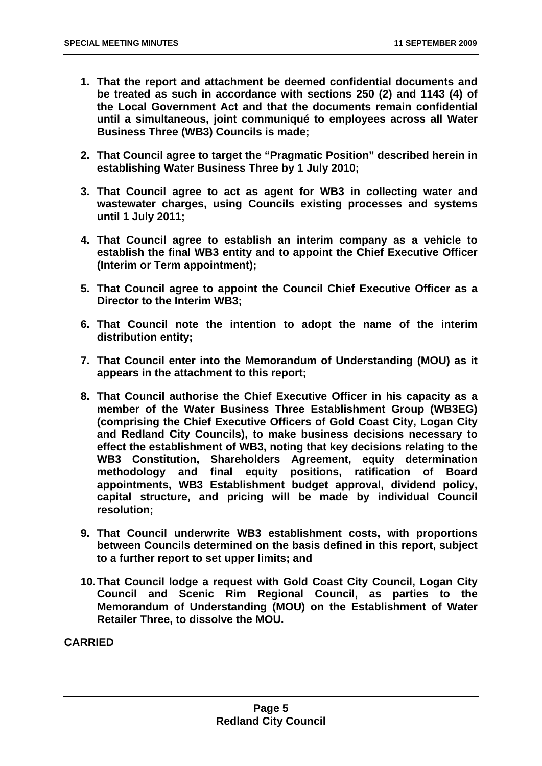1. **That the report and attachment be deemed confidential documents and be treated as such in accordance with sections 250 (2) and 1143 (4) of the Local Government Act and that the documents remain confidential until a simultaneous, joint communiqué to employees across all Water Business Three (WB3) Councils is made;**

2. **That Council agree to target the "Pragmatic Position" described herein in establishing Water Business Three by 1 July 2010;**

3. **That Council agree to act as agent for WB3 in collecting water and wastewater charges, using Councils existing processes and systems until 1 July 2011;**

4. **That Council agree to establish an interim company as a vehicle to establish the final WB3 entity and to appoint the Chief Executive Officer (Interim or Term appointment);**

5. **That Council agree to appoint the Council Chief Executive Officer as a Director to the Interim WB3;**

6. **That Council note the intention to adopt the name of the interim distribution entity;**

7. **That Council enter into the Memorandum of Understanding (MOU) as it appears in the attachment to this report;**

8. **That Council authorise the Chief Executive Officer in his capacity as a member of the Water Business Three Establishment Group (WB3EG) (comprising the Chief Executive Officers of Gold Coast City, Logan City and Redland City Councils), to make business decisions necessary to effect the establishment of WB3, noting that key decisions relating to the WB3 Constitution, Shareholders Agreement, equity determination methodology and final equity positions, ratification of Board appointments, WB3 Establishment budget approval, dividend policy, capital structure, and pricing will be made by individual Council resolution;**

9. **That Council underwrite WB3 establishment costs, with proportions between Councils determined on the basis defined in this report, subject to a further report to set upper limits; and**

10. **That Council lodge a request with Gold Coast City Council, Logan City Council and Scenic Rim Regional Council, as parties to the Memorandum of Understanding (MOU) on the Establishment of Water Retailer Three, to dissolve the MOU.**

**CARRIED**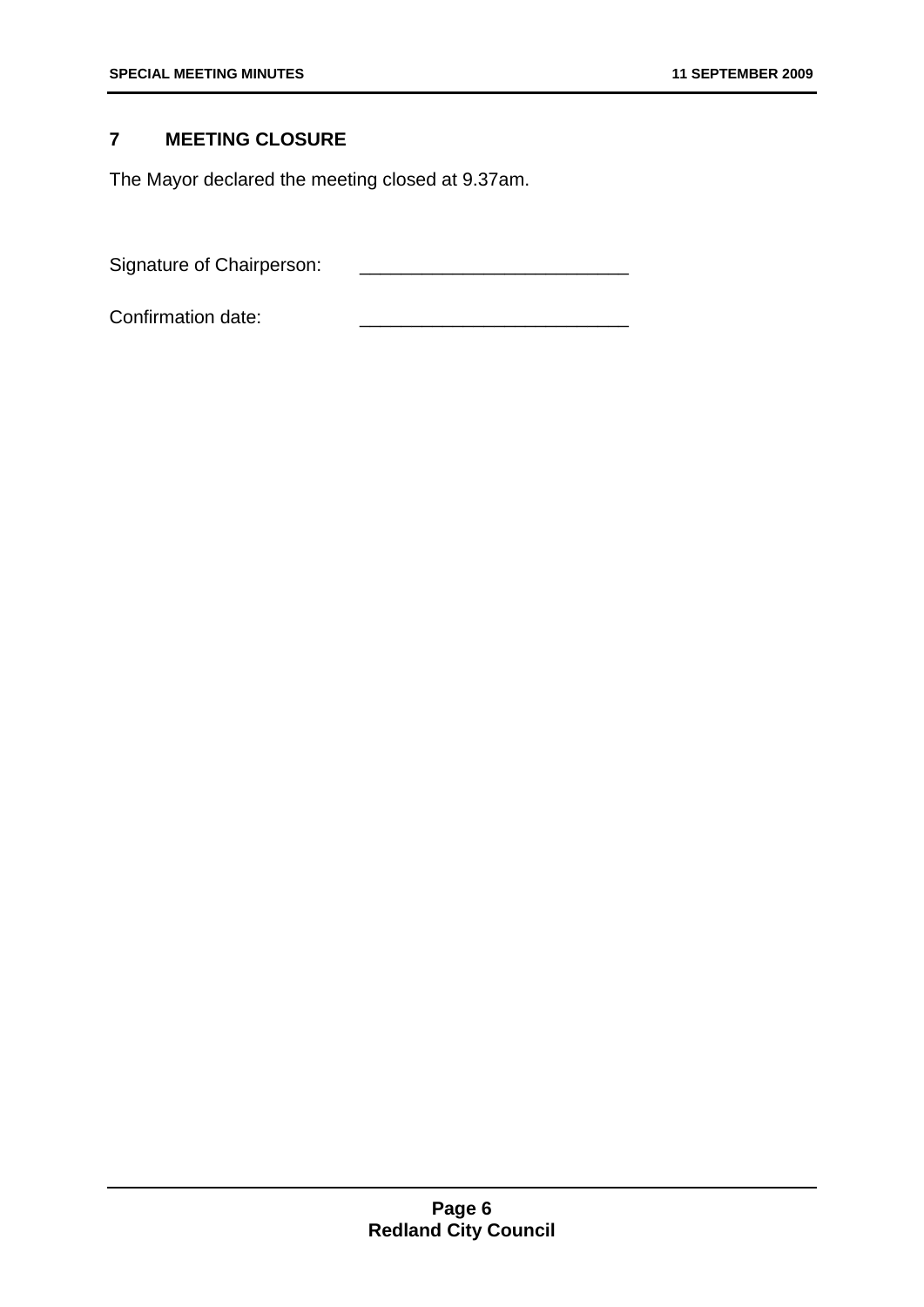## 7 MEETING CLOSURE

The Mayor declared the meeting closed at 9.37am.

Signature of Chairperson: __________________________

Confirmation date: __________________________